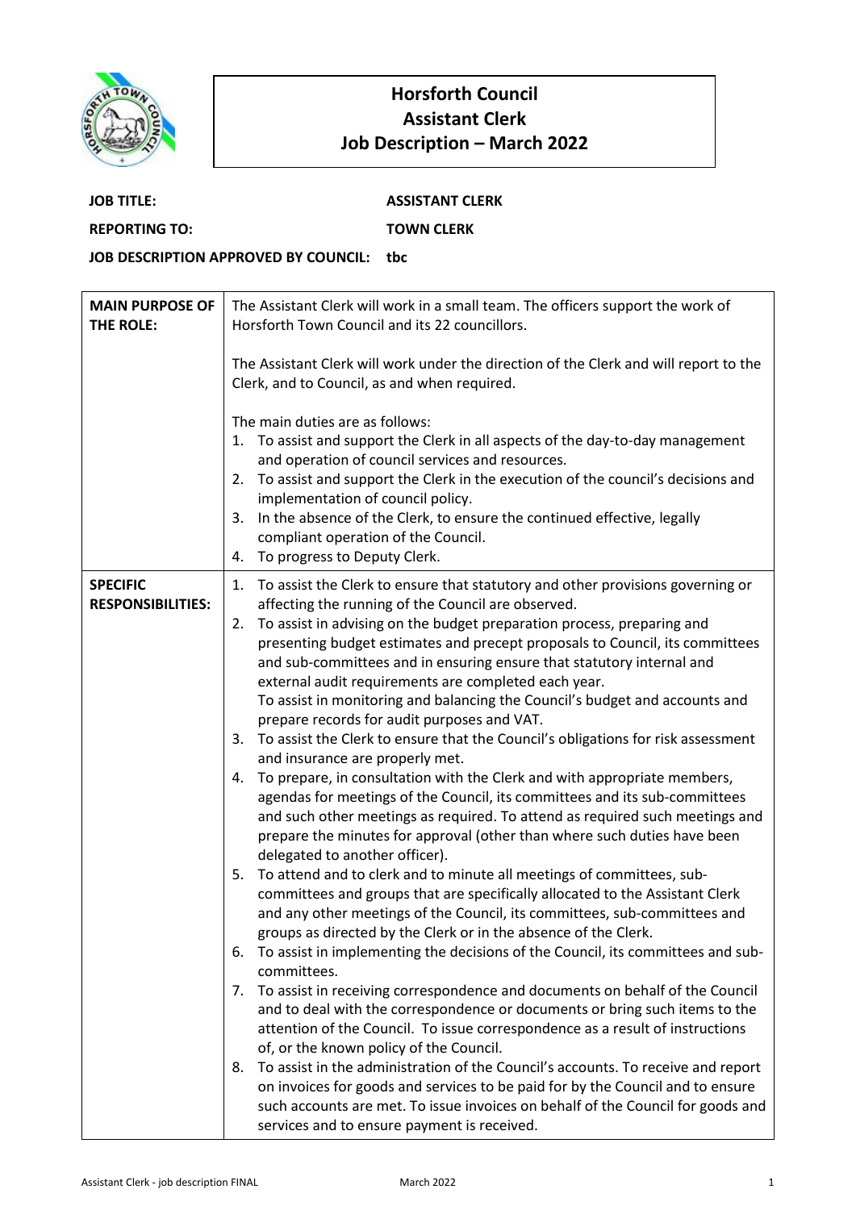# Horsforth Council
## Assistant Clerk
## Job Description – March 2022

**JOB TITLE:** ASSISTANT CLERK

**REPORTING TO:** TOWN CLERK

**JOB DESCRIPTION APPROVED BY COUNCIL:** tbc

| | |
|---|---|
| **MAIN PURPOSE OF THE ROLE:** | The Assistant Clerk will work in a small team. The officers support the work of Horsforth Town Council and its 22 councillors.<br><br>The Assistant Clerk will work under the direction of the Clerk and will report to the Clerk, and to Council, as and when required.<br><br>The main duties are as follows:<br>1. To assist and support the Clerk in all aspects of the day-to-day management and operation of council services and resources.<br>2. To assist and support the Clerk in the execution of the council's decisions and implementation of council policy.<br>3. In the absence of the Clerk, to ensure the continued effective, legally compliant operation of the Council.<br>4. To progress to Deputy Clerk. |
| **SPECIFIC RESPONSIBILITIES:** | 1. To assist the Clerk to ensure that statutory and other provisions governing or affecting the running of the Council are observed.<br>2. To assist in advising on the budget preparation process, preparing and presenting budget estimates and precept proposals to Council, its committees and sub-committees and in ensuring ensure that statutory internal and external audit requirements are completed each year.<br>To assist in monitoring and balancing the Council's budget and accounts and prepare records for audit purposes and VAT.<br>3. To assist the Clerk to ensure that the Council's obligations for risk assessment and insurance are properly met.<br>4. To prepare, in consultation with the Clerk and with appropriate members, agendas for meetings of the Council, its committees and its sub-committees and such other meetings as required. To attend as required such meetings and prepare the minutes for approval (other than where such duties have been delegated to another officer).<br>5. To attend and to clerk and to minute all meetings of committees, sub-committees and groups that are specifically allocated to the Assistant Clerk and any other meetings of the Council, its committees, sub-committees and groups as directed by the Clerk or in the absence of the Clerk.<br>6. To assist in implementing the decisions of the Council, its committees and sub-committees.<br>7. To assist in receiving correspondence and documents on behalf of the Council and to deal with the correspondence or documents or bring such items to the attention of the Council. To issue correspondence as a result of instructions of, or the known policy of the Council.<br>8. To assist in the administration of the Council's accounts. To receive and report on invoices for goods and services to be paid for by the Council and to ensure such accounts are met. To issue invoices on behalf of the Council for goods and services and to ensure payment is received. |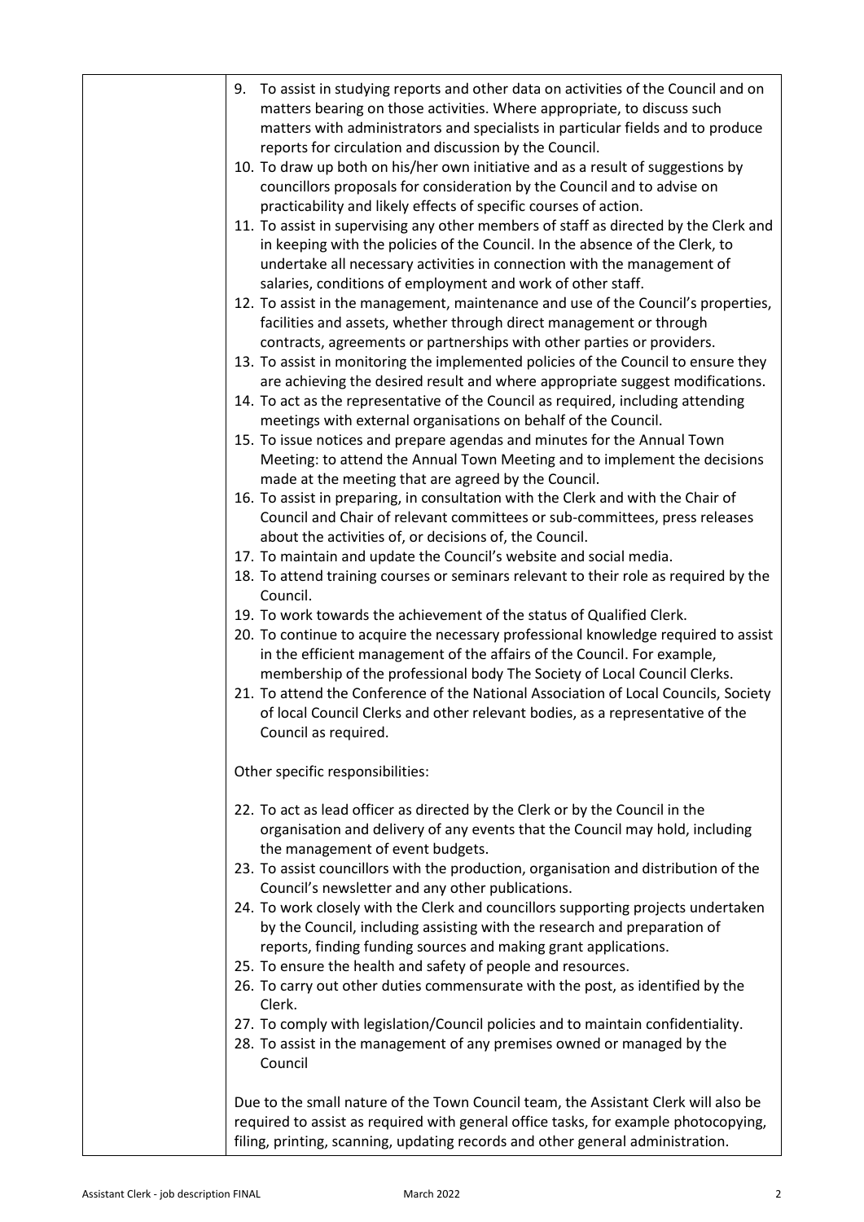9. To assist in studying reports and other data on activities of the Council and on matters bearing on those activities. Where appropriate, to discuss such matters with administrators and specialists in particular fields and to produce reports for circulation and discussion by the Council.
10. To draw up both on his/her own initiative and as a result of suggestions by councillors proposals for consideration by the Council and to advise on practicability and likely effects of specific courses of action.
11. To assist in supervising any other members of staff as directed by the Clerk and in keeping with the policies of the Council. In the absence of the Clerk, to undertake all necessary activities in connection with the management of salaries, conditions of employment and work of other staff.
12. To assist in the management, maintenance and use of the Council's properties, facilities and assets, whether through direct management or through contracts, agreements or partnerships with other parties or providers.
13. To assist in monitoring the implemented policies of the Council to ensure they are achieving the desired result and where appropriate suggest modifications.
14. To act as the representative of the Council as required, including attending meetings with external organisations on behalf of the Council.
15. To issue notices and prepare agendas and minutes for the Annual Town Meeting: to attend the Annual Town Meeting and to implement the decisions made at the meeting that are agreed by the Council.
16. To assist in preparing, in consultation with the Clerk and with the Chair of Council and Chair of relevant committees or sub-committees, press releases about the activities of, or decisions of, the Council.
17. To maintain and update the Council's website and social media.
18. To attend training courses or seminars relevant to their role as required by the Council.
19. To work towards the achievement of the status of Qualified Clerk.
20. To continue to acquire the necessary professional knowledge required to assist in the efficient management of the affairs of the Council. For example, membership of the professional body The Society of Local Council Clerks.
21. To attend the Conference of the National Association of Local Councils, Society of local Council Clerks and other relevant bodies, as a representative of the Council as required.

Other specific responsibilities:

22. To act as lead officer as directed by the Clerk or by the Council in the organisation and delivery of any events that the Council may hold, including the management of event budgets.
23. To assist councillors with the production, organisation and distribution of the Council's newsletter and any other publications.
24. To work closely with the Clerk and councillors supporting projects undertaken by the Council, including assisting with the research and preparation of reports, finding funding sources and making grant applications.
25. To ensure the health and safety of people and resources.
26. To carry out other duties commensurate with the post, as identified by the Clerk.
27. To comply with legislation/Council policies and to maintain confidentiality.
28. To assist in the management of any premises owned or managed by the Council

Due to the small nature of the Town Council team, the Assistant Clerk will also be required to assist as required with general office tasks, for example photocopying, filing, printing, scanning, updating records and other general administration.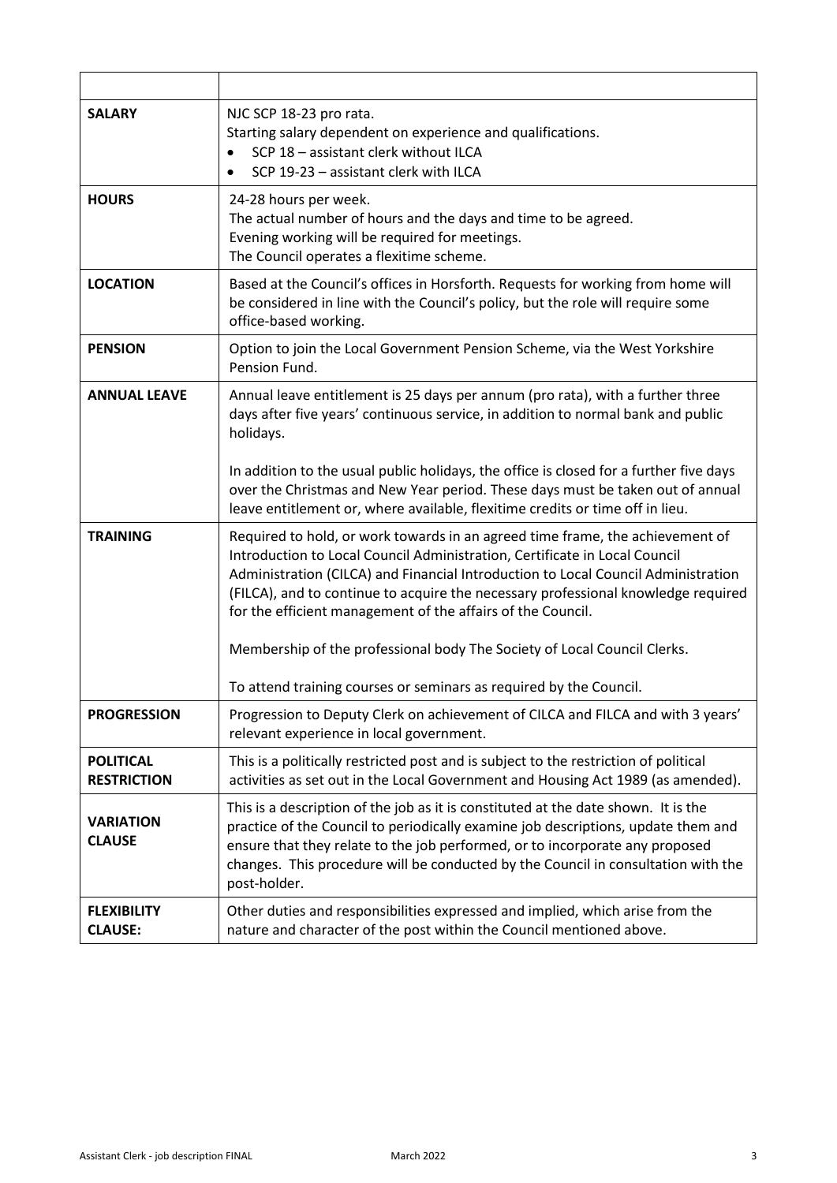| | |
|---|---|
| **SALARY** | NJC SCP 18-23 pro rata.<br>Starting salary dependent on experience and qualifications.<br>• SCP 18 – assistant clerk without ILCA<br>• SCP 19-23 – assistant clerk with ILCA |
| **HOURS** | 24-28 hours per week.<br>The actual number of hours and the days and time to be agreed.<br>Evening working will be required for meetings.<br>The Council operates a flexitime scheme. |
| **LOCATION** | Based at the Council's offices in Horsforth. Requests for working from home will be considered in line with the Council's policy, but the role will require some office-based working. |
| **PENSION** | Option to join the Local Government Pension Scheme, via the West Yorkshire Pension Fund. |
| **ANNUAL LEAVE** | Annual leave entitlement is 25 days per annum (pro rata), with a further three days after five years' continuous service, in addition to normal bank and public holidays.<br><br>In addition to the usual public holidays, the office is closed for a further five days over the Christmas and New Year period. These days must be taken out of annual leave entitlement or, where available, flexitime credits or time off in lieu. |
| **TRAINING** | Required to hold, or work towards in an agreed time frame, the achievement of Introduction to Local Council Administration, Certificate in Local Council Administration (CILCA) and Financial Introduction to Local Council Administration (FILCA), and to continue to acquire the necessary professional knowledge required for the efficient management of the affairs of the Council.<br><br>Membership of the professional body The Society of Local Council Clerks.<br><br>To attend training courses or seminars as required by the Council. |
| **PROGRESSION** | Progression to Deputy Clerk on achievement of CILCA and FILCA and with 3 years' relevant experience in local government. |
| **POLITICAL RESTRICTION** | This is a politically restricted post and is subject to the restriction of political activities as set out in the Local Government and Housing Act 1989 (as amended). |
| **VARIATION CLAUSE** | This is a description of the job as it is constituted at the date shown. It is the practice of the Council to periodically examine job descriptions, update them and ensure that they relate to the job performed, or to incorporate any proposed changes. This procedure will be conducted by the Council in consultation with the post-holder. |
| **FLEXIBILITY CLAUSE:** | Other duties and responsibilities expressed and implied, which arise from the nature and character of the post within the Council mentioned above. |